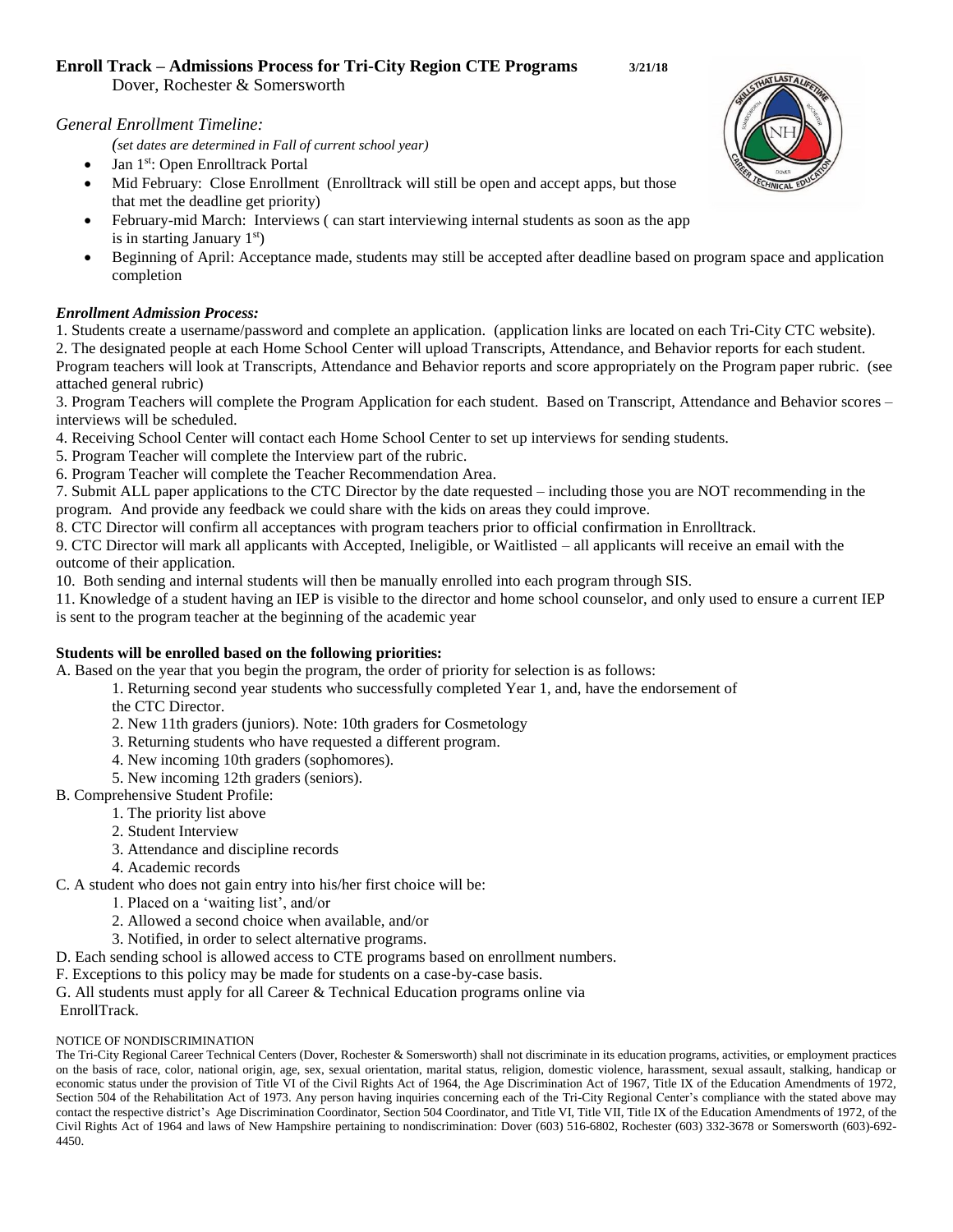# Enroll Track – Admissions Process for Tri-City Region CTE Programs 3/21/18

Dover, Rochester & Somersworth

*General Enrollment Timeline:*

*(set dates are determined in Fall of current school year)*

- Jan 1st: Open Enrolltrack Portal
- Mid February: Close Enrollment (Enrolltrack will still be open and accept apps, but those that met the deadline get priority)
- February-mid March: Interviews ( can start interviewing internal students as soon as the app is in starting January 1st)
- Beginning of April: Acceptance made, students may still be accepted after deadline based on program space and application completion

***Enrollment Admission Process:***

1. Students create a username/password and complete an application. (application links are located on each Tri-City CTC website).
2. The designated people at each Home School Center will upload Transcripts, Attendance, and Behavior reports for each student. Program teachers will look at Transcripts, Attendance and Behavior reports and score appropriately on the Program paper rubric. (see attached general rubric)
3. Program Teachers will complete the Program Application for each student. Based on Transcript, Attendance and Behavior scores – interviews will be scheduled.
4. Receiving School Center will contact each Home School Center to set up interviews for sending students.
5. Program Teacher will complete the Interview part of the rubric.
6. Program Teacher will complete the Teacher Recommendation Area.
7. Submit ALL paper applications to the CTC Director by the date requested – including those you are NOT recommending in the program. And provide any feedback we could share with the kids on areas they could improve.
8. CTC Director will confirm all acceptances with program teachers prior to official confirmation in Enrolltrack.
9. CTC Director will mark all applicants with Accepted, Ineligible, or Waitlisted – all applicants will receive an email with the outcome of their application.
10. Both sending and internal students will then be manually enrolled into each program through SIS.
11. Knowledge of a student having an IEP is visible to the director and home school counselor, and only used to ensure a current IEP is sent to the program teacher at the beginning of the academic year

**Students will be enrolled based on the following priorities:**

A. Based on the year that you begin the program, the order of priority for selection is as follows:

1. Returning second year students who successfully completed Year 1, and, have the endorsement of the CTC Director.
2. New 11th graders (juniors). Note: 10th graders for Cosmetology
3. Returning students who have requested a different program.
4. New incoming 10th graders (sophomores).
5. New incoming 12th graders (seniors).

B. Comprehensive Student Profile:

1. The priority list above
2. Student Interview
3. Attendance and discipline records
4. Academic records

C. A student who does not gain entry into his/her first choice will be:

1. Placed on a 'waiting list', and/or
2. Allowed a second choice when available, and/or
3. Notified, in order to select alternative programs.

D. Each sending school is allowed access to CTE programs based on enrollment numbers.

F. Exceptions to this policy may be made for students on a case-by-case basis.

G. All students must apply for all Career & Technical Education programs online via EnrollTrack.

NOTICE OF NONDISCRIMINATION

The Tri-City Regional Career Technical Centers (Dover, Rochester & Somersworth) shall not discriminate in its education programs, activities, or employment practices on the basis of race, color, national origin, age, sex, sexual orientation, marital status, religion, domestic violence, harassment, sexual assault, stalking, handicap or economic status under the provision of Title VI of the Civil Rights Act of 1964, the Age Discrimination Act of 1967, Title IX of the Education Amendments of 1972, Section 504 of the Rehabilitation Act of 1973. Any person having inquiries concerning each of the Tri-City Regional Center's compliance with the stated above may contact the respective district's Age Discrimination Coordinator, Section 504 Coordinator, and Title VI, Title VII, Title IX of the Education Amendments of 1972, of the Civil Rights Act of 1964 and laws of New Hampshire pertaining to nondiscrimination: Dover (603) 516-6802, Rochester (603) 332-3678 or Somersworth (603)-692-4450.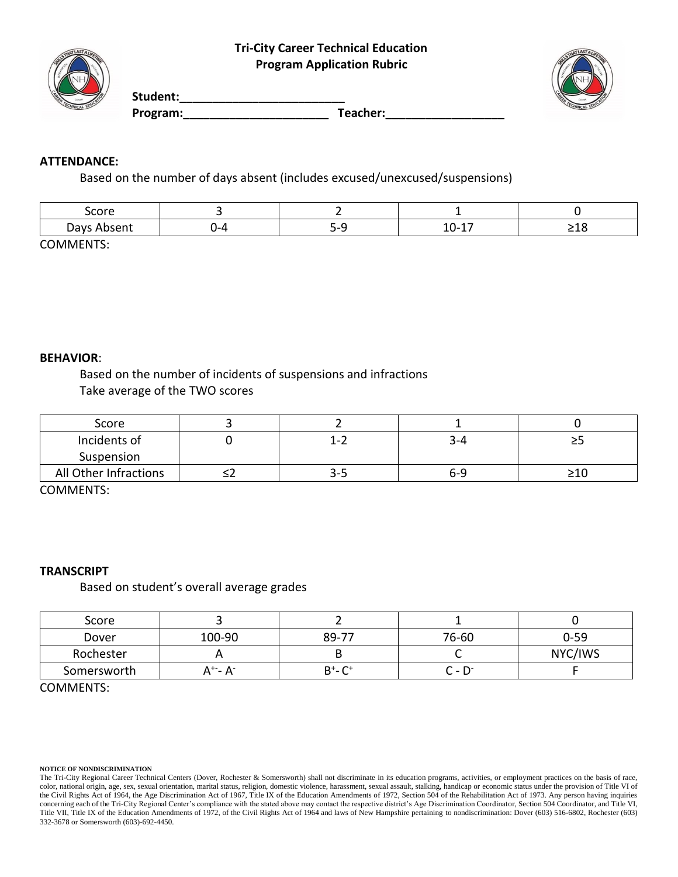**Tri-City Career Technical Education**
**Program Application Rubric**

**Student:\_\_\_\_\_\_\_\_\_\_\_\_\_\_\_\_\_\_\_\_\_\_\_\_\_\_**
**Program:\_\_\_\_\_\_\_\_\_\_\_\_\_\_\_\_\_\_\_\_\_\_\_ Teacher:\_\_\_\_\_\_\_\_\_\_\_\_\_\_\_\_\_\_\_**

**ATTENDANCE:**

Based on the number of days absent (includes excused/unexcused/suspensions)

| Score | 3 | 2 | 1 | 0 |
|---|---|---|---|---|
| Days Absent | 0-4 | 5-9 | 10-17 | ≥18 |

COMMENTS:

**BEHAVIOR**:

Based on the number of incidents of suspensions and infractions
Take average of the TWO scores

| Score | 3 | 2 | 1 | 0 |
|---|---|---|---|---|
| Incidents of Suspension | 0 | 1-2 | 3-4 | ≥5 |
| All Other Infractions | ≤2 | 3-5 | 6-9 | ≥10 |

COMMENTS:

**TRANSCRIPT**

Based on student's overall average grades

| Score | 3 | 2 | 1 | 0 |
|---|---|---|---|---|
| Dover | 100-90 | 89-77 | 76-60 | 0-59 |
| Rochester | A | B | C | NYC/IWS |
| Somersworth | $A^{+}$- $A^{-}$ | $B^{+}$- $C^{+}$ | C - $D^{-}$ | F |

COMMENTS:

**NOTICE OF NONDISCRIMINATION**

The Tri-City Regional Career Technical Centers (Dover, Rochester & Somersworth) shall not discriminate in its education programs, activities, or employment practices on the basis of race, color, national origin, age, sex, sexual orientation, marital status, religion, domestic violence, harassment, sexual assault, stalking, handicap or economic status under the provision of Title VI of the Civil Rights Act of 1964, the Age Discrimination Act of 1967, Title IX of the Education Amendments of 1972, Section 504 of the Rehabilitation Act of 1973. Any person having inquiries concerning each of the Tri-City Regional Center's compliance with the stated above may contact the respective district's Age Discrimination Coordinator, Section 504 Coordinator, and Title VI, Title VII, Title IX of the Education Amendments of 1972, of the Civil Rights Act of 1964 and laws of New Hampshire pertaining to nondiscrimination: Dover (603) 516-6802, Rochester (603) 332-3678 or Somersworth (603)-692-4450.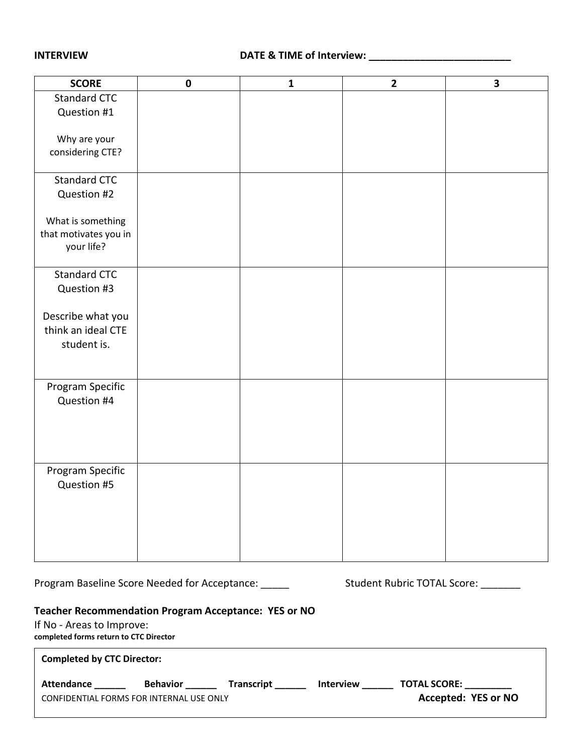**INTERVIEW** **DATE & TIME of Interview: _________________________**

| SCORE | 0 | 1 | 2 | 3 |
|---|---|---|---|---|
| Standard CTC Question #1<br><br>Why are your considering CTE? | | | | |
| Standard CTC Question #2<br><br>What is something that motivates you in your life? | | | | |
| Standard CTC Question #3<br><br>Describe what you think an ideal CTE student is. | | | | |
| Program Specific Question #4 | | | | |
| Program Specific Question #5 | | | | |

Program Baseline Score Needed for Acceptance: _____ Student Rubric TOTAL Score: _______

**Teacher Recommendation Program Acceptance: YES or NO**

If No - Areas to Improve:

**completed forms return to CTC Director**

**Completed by CTC Director:**

**Attendance ______** **Behavior ______** **Transcript ______** **Interview ______** **TOTAL SCORE: _________**

CONFIDENTIAL FORMS FOR INTERNAL USE ONLY **Accepted: YES or NO**